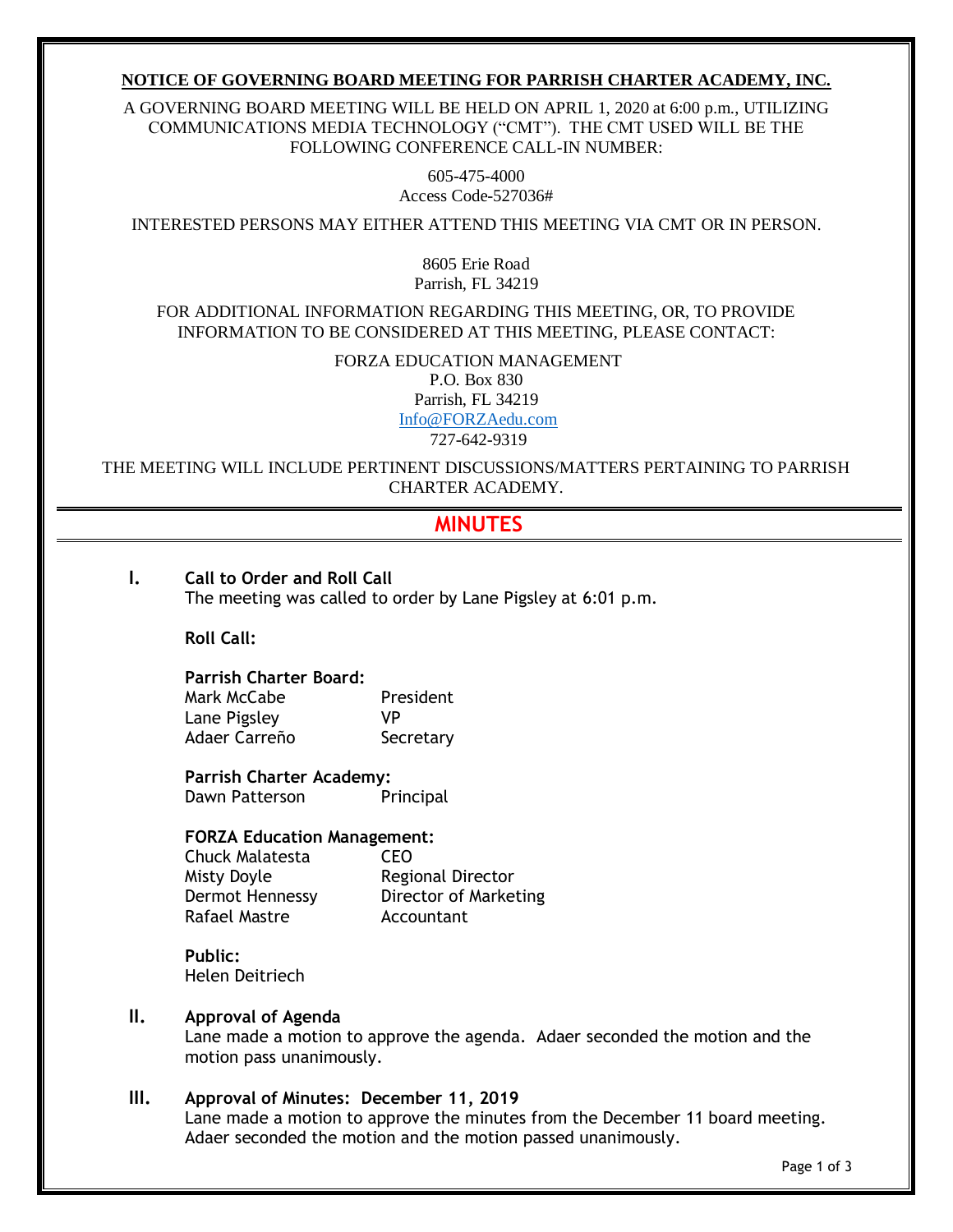**NOTICE OF GOVERNING BOARD MEETING FOR PARRISH CHARTER ACADEMY, INC.**

A GOVERNING BOARD MEETING WILL BE HELD ON APRIL 1, 2020 at 6:00 p.m., UTILIZING COMMUNICATIONS MEDIA TECHNOLOGY ("CMT"). THE CMT USED WILL BE THE FOLLOWING CONFERENCE CALL-IN NUMBER:

605-475-4000
Access Code-527036#

INTERESTED PERSONS MAY EITHER ATTEND THIS MEETING VIA CMT OR IN PERSON.

8605 Erie Road
Parrish, FL 34219

FOR ADDITIONAL INFORMATION REGARDING THIS MEETING, OR, TO PROVIDE INFORMATION TO BE CONSIDERED AT THIS MEETING, PLEASE CONTACT:

FORZA EDUCATION MANAGEMENT
P.O. Box 830
Parrish, FL 34219
Info@FORZAedu.com
727-642-9319

THE MEETING WILL INCLUDE PERTINENT DISCUSSIONS/MATTERS PERTAINING TO PARRISH CHARTER ACADEMY.

# MINUTES

## I. Call to Order and Roll Call

The meeting was called to order by Lane Pigsley at 6:01 p.m.

**Roll Call:**

**Parrish Charter Board:**

| | |
|---|---|
| Mark McCabe | President |
| Lane Pigsley | VP |
| Adaer Carreño | Secretary |

**Parrish Charter Academy:**

| | |
|---|---|
| Dawn Patterson | Principal |

**FORZA Education Management:**

| | |
|---|---|
| Chuck Malatesta | CEO |
| Misty Doyle | Regional Director |
| Dermot Hennessy | Director of Marketing |
| Rafael Mastre | Accountant |

**Public:**
Helen Deitriech

## II. Approval of Agenda

Lane made a motion to approve the agenda. Adaer seconded the motion and the motion pass unanimously.

## III. Approval of Minutes: December 11, 2019

Lane made a motion to approve the minutes from the December 11 board meeting. Adaer seconded the motion and the motion passed unanimously.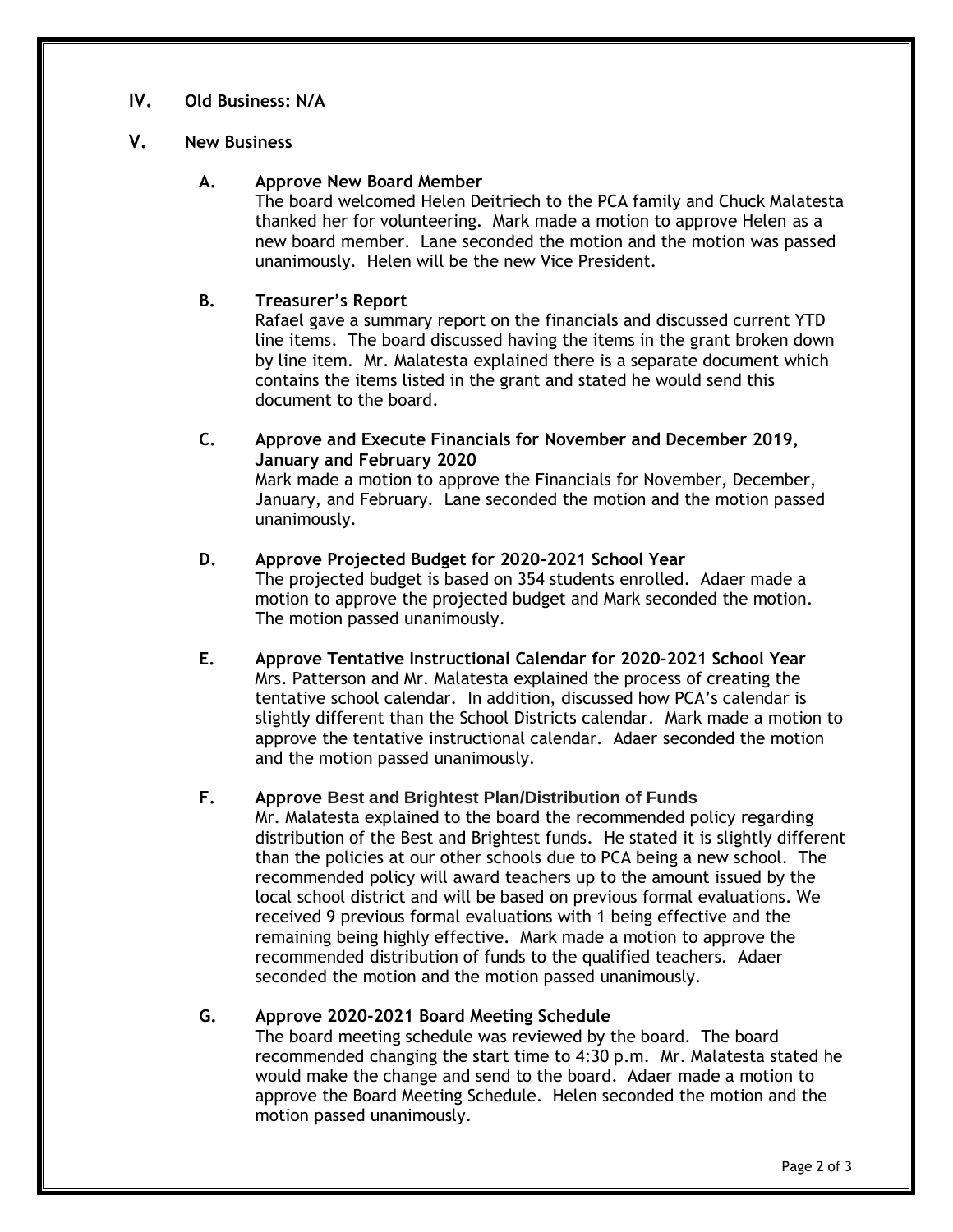## IV. Old Business: N/A

## V. New Business

### A. Approve New Board Member

The board welcomed Helen Deitriech to the PCA family and Chuck Malatesta thanked her for volunteering. Mark made a motion to approve Helen as a new board member. Lane seconded the motion and the motion was passed unanimously. Helen will be the new Vice President.

### B. Treasurer's Report

Rafael gave a summary report on the financials and discussed current YTD line items. The board discussed having the items in the grant broken down by line item. Mr. Malatesta explained there is a separate document which contains the items listed in the grant and stated he would send this document to the board.

### C. Approve and Execute Financials for November and December 2019, January and February 2020

Mark made a motion to approve the Financials for November, December, January, and February. Lane seconded the motion and the motion passed unanimously.

### D. Approve Projected Budget for 2020-2021 School Year

The projected budget is based on 354 students enrolled. Adaer made a motion to approve the projected budget and Mark seconded the motion. The motion passed unanimously.

### E. Approve Tentative Instructional Calendar for 2020-2021 School Year

Mrs. Patterson and Mr. Malatesta explained the process of creating the tentative school calendar. In addition, discussed how PCA's calendar is slightly different than the School Districts calendar. Mark made a motion to approve the tentative instructional calendar. Adaer seconded the motion and the motion passed unanimously.

### F. Approve Best and Brightest Plan/Distribution of Funds

Mr. Malatesta explained to the board the recommended policy regarding distribution of the Best and Brightest funds. He stated it is slightly different than the policies at our other schools due to PCA being a new school. The recommended policy will award teachers up to the amount issued by the local school district and will be based on previous formal evaluations. We received 9 previous formal evaluations with 1 being effective and the remaining being highly effective. Mark made a motion to approve the recommended distribution of funds to the qualified teachers. Adaer seconded the motion and the motion passed unanimously.

### G. Approve 2020-2021 Board Meeting Schedule

The board meeting schedule was reviewed by the board. The board recommended changing the start time to 4:30 p.m. Mr. Malatesta stated he would make the change and send to the board. Adaer made a motion to approve the Board Meeting Schedule. Helen seconded the motion and the motion passed unanimously.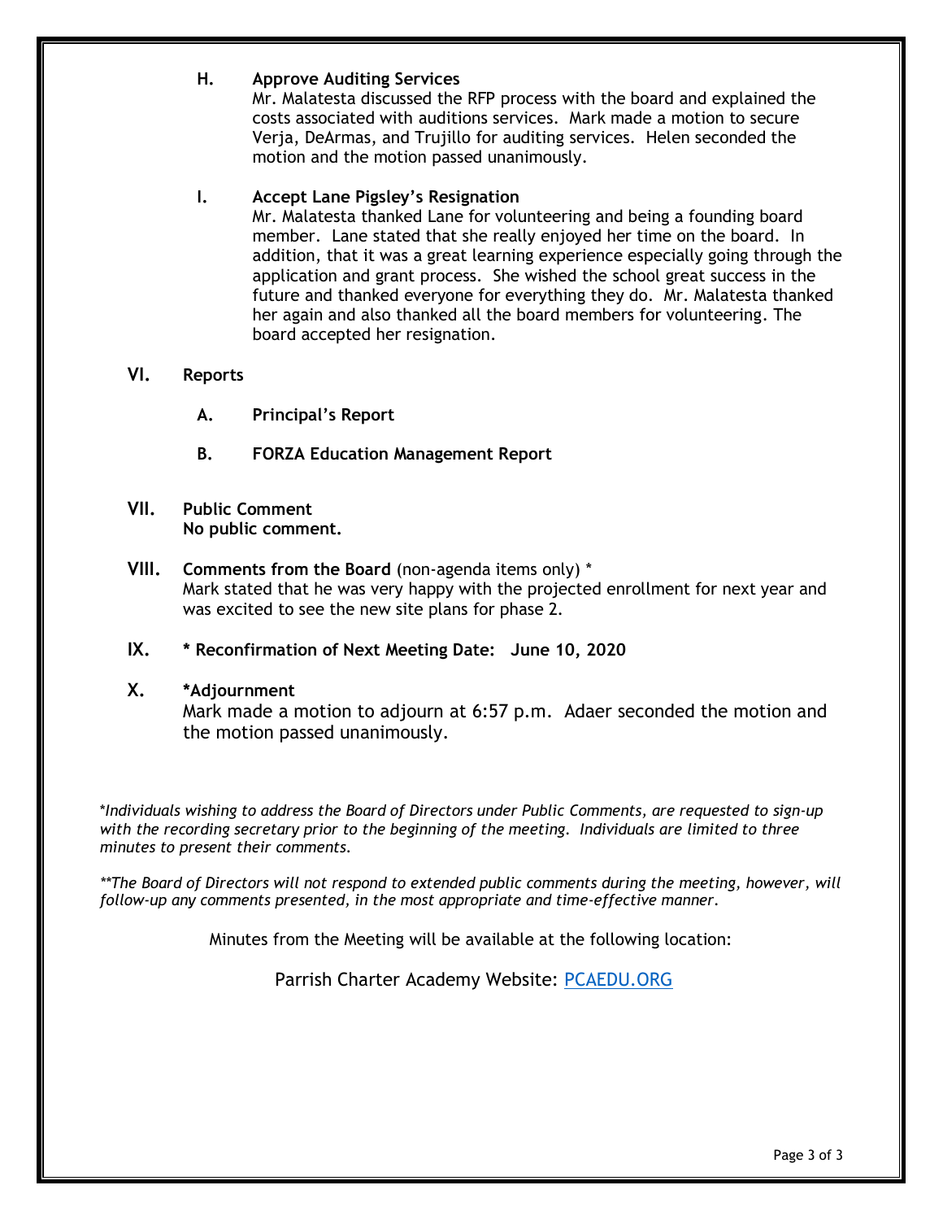**H. Approve Auditing Services**

Mr. Malatesta discussed the RFP process with the board and explained the costs associated with auditions services. Mark made a motion to secure Verja, DeArmas, and Trujillo for auditing services. Helen seconded the motion and the motion passed unanimously.

**I. Accept Lane Pigsley's Resignation**

Mr. Malatesta thanked Lane for volunteering and being a founding board member. Lane stated that she really enjoyed her time on the board. In addition, that it was a great learning experience especially going through the application and grant process. She wished the school great success in the future and thanked everyone for everything they do. Mr. Malatesta thanked her again and also thanked all the board members for volunteering. The board accepted her resignation.

**VI. Reports**

**A. Principal's Report**

**B. FORZA Education Management Report**

**VII. Public Comment**
**No public comment.**

**VIII. Comments from the Board** (non-agenda items only) *

Mark stated that he was very happy with the projected enrollment for next year and was excited to see the new site plans for phase 2.

**IX. * Reconfirmation of Next Meeting Date: June 10, 2020**

**X. *Adjournment**

Mark made a motion to adjourn at 6:57 p.m. Adaer seconded the motion and the motion passed unanimously.

*\*Individuals wishing to address the Board of Directors under Public Comments, are requested to sign-up with the recording secretary prior to the beginning of the meeting. Individuals are limited to three minutes to present their comments.*

*\*\*The Board of Directors will not respond to extended public comments during the meeting, however, will follow-up any comments presented, in the most appropriate and time-effective manner.*

Minutes from the Meeting will be available at the following location:

Parrish Charter Academy Website: PCAEDU.ORG